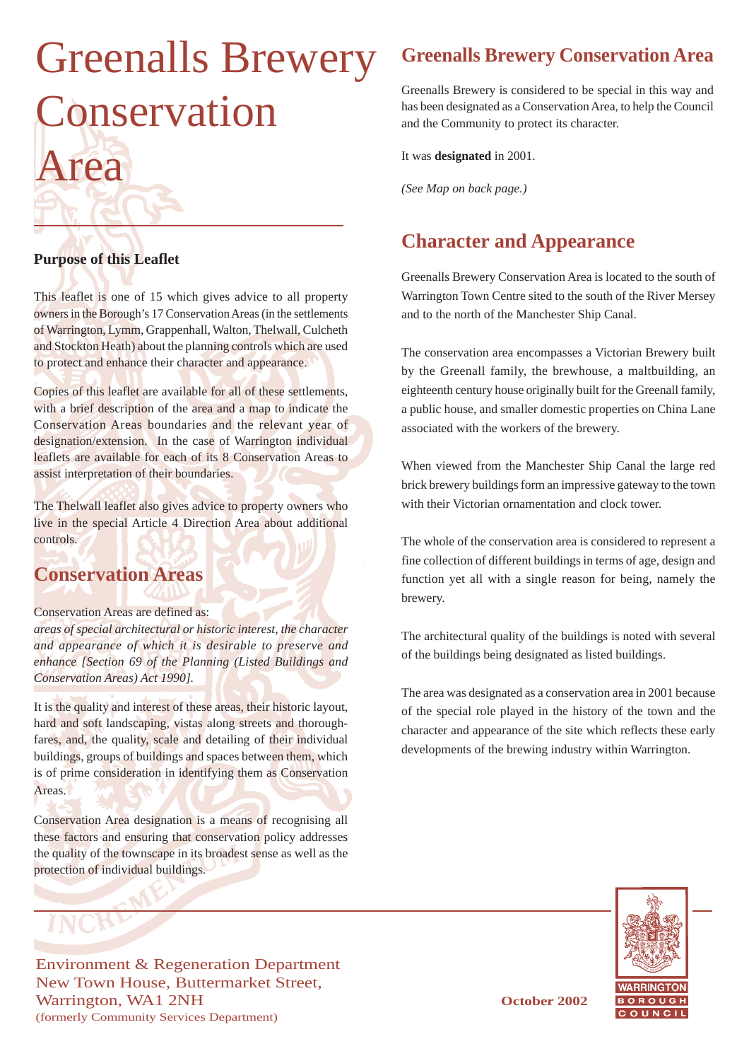# Greenalls Brewery Conservation Area

### Purpose of this Leaflet

This leaflet is one of 15 which gives advice to all property owners in the Borough's 17 Conservation Areas (in the settlements of Warrington, Lymm, Grappenhall, Walton, Thelwall, Culcheth and Stockton Heath) about the planning controls which are used to protect and enhance their character and appearance.

Copies of this leaflet are available for all of these settlements, with a brief description of the area and a map to indicate the Conservation Areas boundaries and the relevant year of designation/extension. In the case of Warrington individual leaflets are available for each of its 8 Conservation Areas to assist interpretation of their boundaries.

The Thelwall leaflet also gives advice to property owners who live in the special Article 4 Direction Area about additional controls.

## Conservation Areas

Conservation Areas are defined as:
*areas of special architectural or historic interest, the character and appearance of which it is desirable to preserve and enhance [Section 69 of the Planning (Listed Buildings and Conservation Areas) Act 1990].*

It is the quality and interest of these areas, their historic layout, hard and soft landscaping, vistas along streets and thoroughfares, and, the quality, scale and detailing of their individual buildings, groups of buildings and spaces between them, which is of prime consideration in identifying them as Conservation Areas.

Conservation Area designation is a means of recognising all these factors and ensuring that conservation policy addresses the quality of the townscape in its broadest sense as well as the protection of individual buildings.

## Greenalls Brewery Conservation Area

Greenalls Brewery is considered to be special in this way and has been designated as a Conservation Area, to help the Council and the Community to protect its character.

It was **designated** in 2001.

*(See Map on back page.)*

## Character and Appearance

Greenalls Brewery Conservation Area is located to the south of Warrington Town Centre sited to the south of the River Mersey and to the north of the Manchester Ship Canal.

The conservation area encompasses a Victorian Brewery built by the Greenall family, the brewhouse, a maltbuilding, an eighteenth century house originally built for the Greenall family, a public house, and smaller domestic properties on China Lane associated with the workers of the brewery.

When viewed from the Manchester Ship Canal the large red brick brewery buildings form an impressive gateway to the town with their Victorian ornamentation and clock tower.

The whole of the conservation area is considered to represent a fine collection of different buildings in terms of age, design and function yet all with a single reason for being, namely the brewery.

The architectural quality of the buildings is noted with several of the buildings being designated as listed buildings.

The area was designated as a conservation area in 2001 because of the special role played in the history of the town and the character and appearance of the site which reflects these early developments of the brewing industry within Warrington.

Environment & Regeneration Department
New Town House, Buttermarket Street,
Warrington, WA1 2NH
(formerly Community Services Department)

**October 2002**

WARRINGTON BOROUGH COUNCIL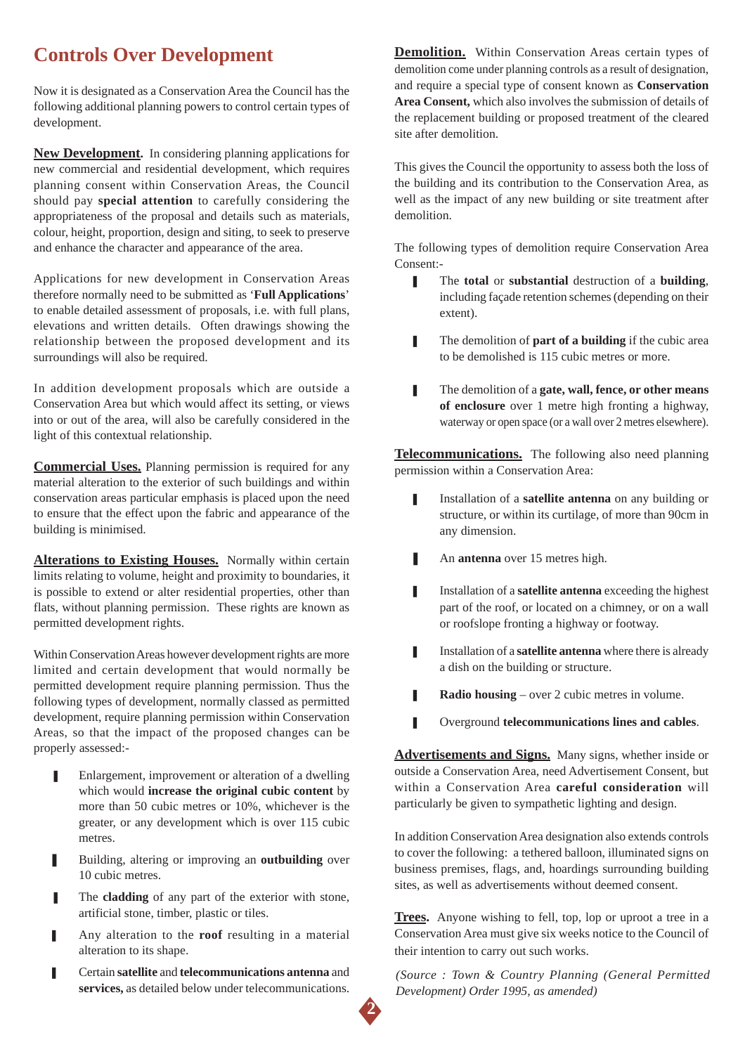# Controls Over Development

Now it is designated as a Conservation Area the Council has the following additional planning powers to control certain types of development.

**New Development.** In considering planning applications for new commercial and residential development, which requires planning consent within Conservation Areas, the Council should pay **special attention** to carefully considering the appropriateness of the proposal and details such as materials, colour, height, proportion, design and siting, to seek to preserve and enhance the character and appearance of the area.

Applications for new development in Conservation Areas therefore normally need to be submitted as '**Full Applications**' to enable detailed assessment of proposals, i.e. with full plans, elevations and written details. Often drawings showing the relationship between the proposed development and its surroundings will also be required.

In addition development proposals which are outside a Conservation Area but which would affect its setting, or views into or out of the area, will also be carefully considered in the light of this contextual relationship.

**Commercial Uses.** Planning permission is required for any material alteration to the exterior of such buildings and within conservation areas particular emphasis is placed upon the need to ensure that the effect upon the fabric and appearance of the building is minimised.

**Alterations to Existing Houses.** Normally within certain limits relating to volume, height and proximity to boundaries, it is possible to extend or alter residential properties, other than flats, without planning permission. These rights are known as permitted development rights.

Within Conservation Areas however development rights are more limited and certain development that would normally be permitted development require planning permission. Thus the following types of development, normally classed as permitted development, require planning permission within Conservation Areas, so that the impact of the proposed changes can be properly assessed:-

- Enlargement, improvement or alteration of a dwelling which would **increase the original cubic content** by more than 50 cubic metres or 10%, whichever is the greater, or any development which is over 115 cubic metres.
- Building, altering or improving an **outbuilding** over 10 cubic metres.
- The **cladding** of any part of the exterior with stone, artificial stone, timber, plastic or tiles.
- Any alteration to the **roof** resulting in a material alteration to its shape.
- Certain **satellite** and **telecommunications antenna** and **services,** as detailed below under telecommunications.

**Demolition.** Within Conservation Areas certain types of demolition come under planning controls as a result of designation, and require a special type of consent known as **Conservation Area Consent,** which also involves the submission of details of the replacement building or proposed treatment of the cleared site after demolition.

This gives the Council the opportunity to assess both the loss of the building and its contribution to the Conservation Area, as well as the impact of any new building or site treatment after demolition.

The following types of demolition require Conservation Area Consent:-

- The **total** or **substantial** destruction of a **building**, including façade retention schemes (depending on their extent).
- The demolition of **part of a building** if the cubic area to be demolished is 115 cubic metres or more.
- The demolition of a **gate, wall, fence, or other means of enclosure** over 1 metre high fronting a highway, waterway or open space (or a wall over 2 metres elsewhere).

**Telecommunications.** The following also need planning permission within a Conservation Area:

- Installation of a **satellite antenna** on any building or structure, or within its curtilage, of more than 90cm in any dimension.
- An **antenna** over 15 metres high.
- Installation of a **satellite antenna** exceeding the highest part of the roof, or located on a chimney, or on a wall or roofslope fronting a highway or footway.
- Installation of a **satellite antenna** where there is already a dish on the building or structure.
- **Radio housing** – over 2 cubic metres in volume.
- Overground **telecommunications lines and cables**.

**Advertisements and Signs.** Many signs, whether inside or outside a Conservation Area, need Advertisement Consent, but within a Conservation Area **careful consideration** will particularly be given to sympathetic lighting and design.

In addition Conservation Area designation also extends controls to cover the following: a tethered balloon, illuminated signs on business premises, flags, and, hoardings surrounding building sites, as well as advertisements without deemed consent.

**Trees.** Anyone wishing to fell, top, lop or uproot a tree in a Conservation Area must give six weeks notice to the Council of their intention to carry out such works.

*(Source : Town & Country Planning (General Permitted Development) Order 1995, as amended)*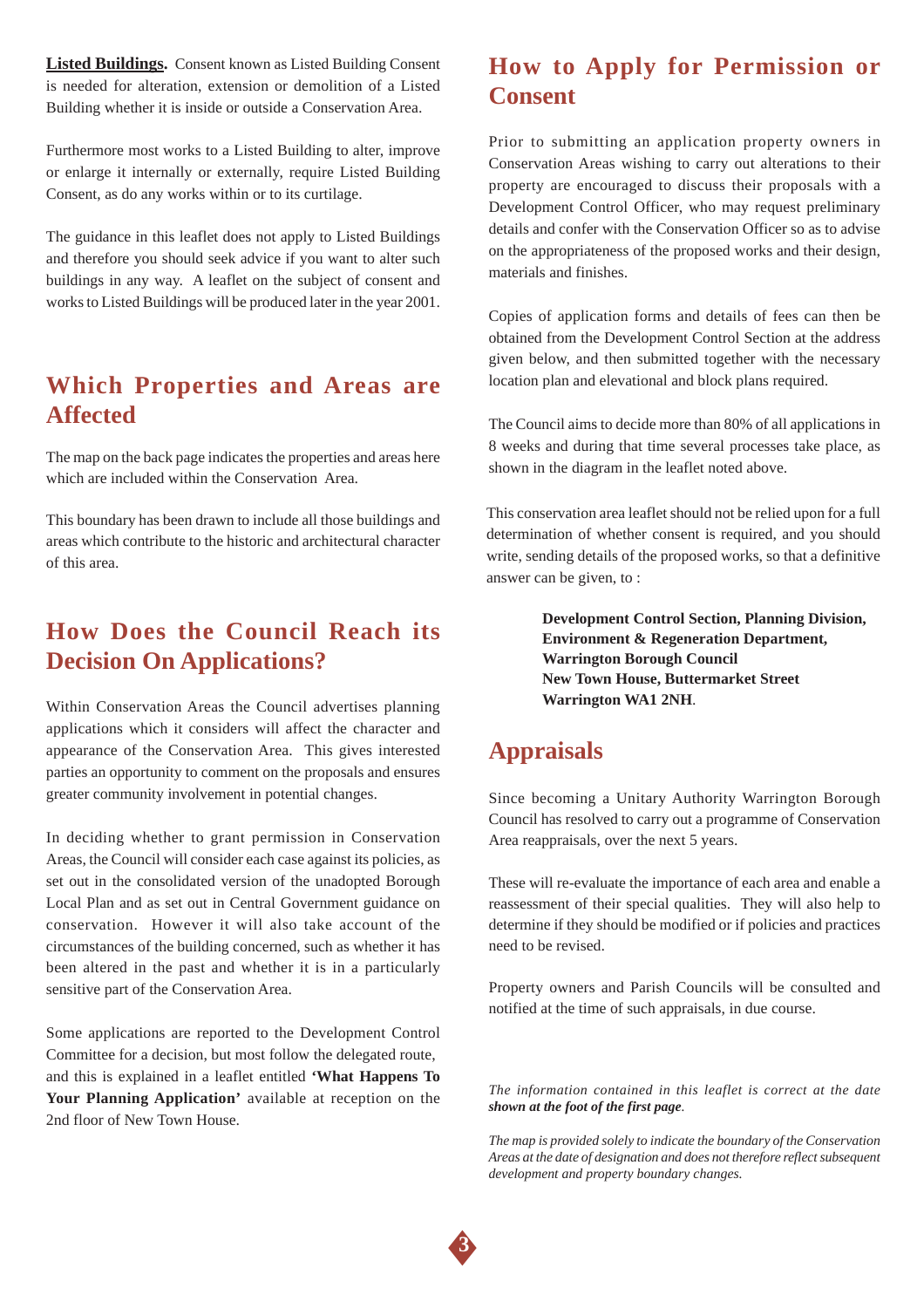**Listed Buildings.** Consent known as Listed Building Consent is needed for alteration, extension or demolition of a Listed Building whether it is inside or outside a Conservation Area.

Furthermore most works to a Listed Building to alter, improve or enlarge it internally or externally, require Listed Building Consent, as do any works within or to its curtilage.

The guidance in this leaflet does not apply to Listed Buildings and therefore you should seek advice if you want to alter such buildings in any way. A leaflet on the subject of consent and works to Listed Buildings will be produced later in the year 2001.

## Which Properties and Areas are Affected

The map on the back page indicates the properties and areas here which are included within the Conservation Area.

This boundary has been drawn to include all those buildings and areas which contribute to the historic and architectural character of this area.

## How Does the Council Reach its Decision On Applications?

Within Conservation Areas the Council advertises planning applications which it considers will affect the character and appearance of the Conservation Area. This gives interested parties an opportunity to comment on the proposals and ensures greater community involvement in potential changes.

In deciding whether to grant permission in Conservation Areas, the Council will consider each case against its policies, as set out in the consolidated version of the unadopted Borough Local Plan and as set out in Central Government guidance on conservation. However it will also take account of the circumstances of the building concerned, such as whether it has been altered in the past and whether it is in a particularly sensitive part of the Conservation Area.

Some applications are reported to the Development Control Committee for a decision, but most follow the delegated route, and this is explained in a leaflet entitled **'What Happens To Your Planning Application'** available at reception on the 2nd floor of New Town House.

## How to Apply for Permission or Consent

Prior to submitting an application property owners in Conservation Areas wishing to carry out alterations to their property are encouraged to discuss their proposals with a Development Control Officer, who may request preliminary details and confer with the Conservation Officer so as to advise on the appropriateness of the proposed works and their design, materials and finishes.

Copies of application forms and details of fees can then be obtained from the Development Control Section at the address given below, and then submitted together with the necessary location plan and elevational and block plans required.

The Council aims to decide more than 80% of all applications in 8 weeks and during that time several processes take place, as shown in the diagram in the leaflet noted above.

This conservation area leaflet should not be relied upon for a full determination of whether consent is required, and you should write, sending details of the proposed works, so that a definitive answer can be given, to :

**Development Control Section, Planning Division,**
**Environment & Regeneration Department,**
**Warrington Borough Council**
**New Town House, Buttermarket Street**
**Warrington WA1 2NH**.

## Appraisals

Since becoming a Unitary Authority Warrington Borough Council has resolved to carry out a programme of Conservation Area reappraisals, over the next 5 years.

These will re-evaluate the importance of each area and enable a reassessment of their special qualities. They will also help to determine if they should be modified or if policies and practices need to be revised.

Property owners and Parish Councils will be consulted and notified at the time of such appraisals, in due course.

*The information contained in this leaflet is correct at the date **shown at the foot of the first page**.*

*The map is provided solely to indicate the boundary of the Conservation Areas at the date of designation and does not therefore reflect subsequent development and property boundary changes.*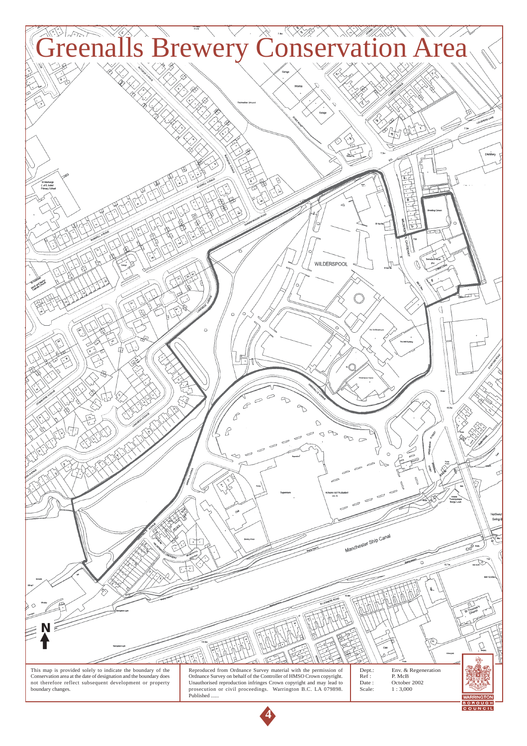# Greenalls Brewery Conservation Area

This map is provided solely to indicate the boundary of the Conservation area at the date of designation and the boundary does not therefore reflect subsequent development or property boundary changes.

Reproduced from Ordnance Survey material with the permission of Ordnance Survey on behalf of the Controller of HMSO Crown copyright. Unauthorised reproduction infringes Crown copyright and may lead to prosecution or civil proceedings. Warrington B.C. LA 079898. Published ......

| | |
|---|---|
| Dept.: | Env. & Regeneration |
| Ref : | P. McB |
| Date : | October 2002 |
| Scale: | 1 : 3,000 |

WARRINGTON BOROUGH COUNCIL